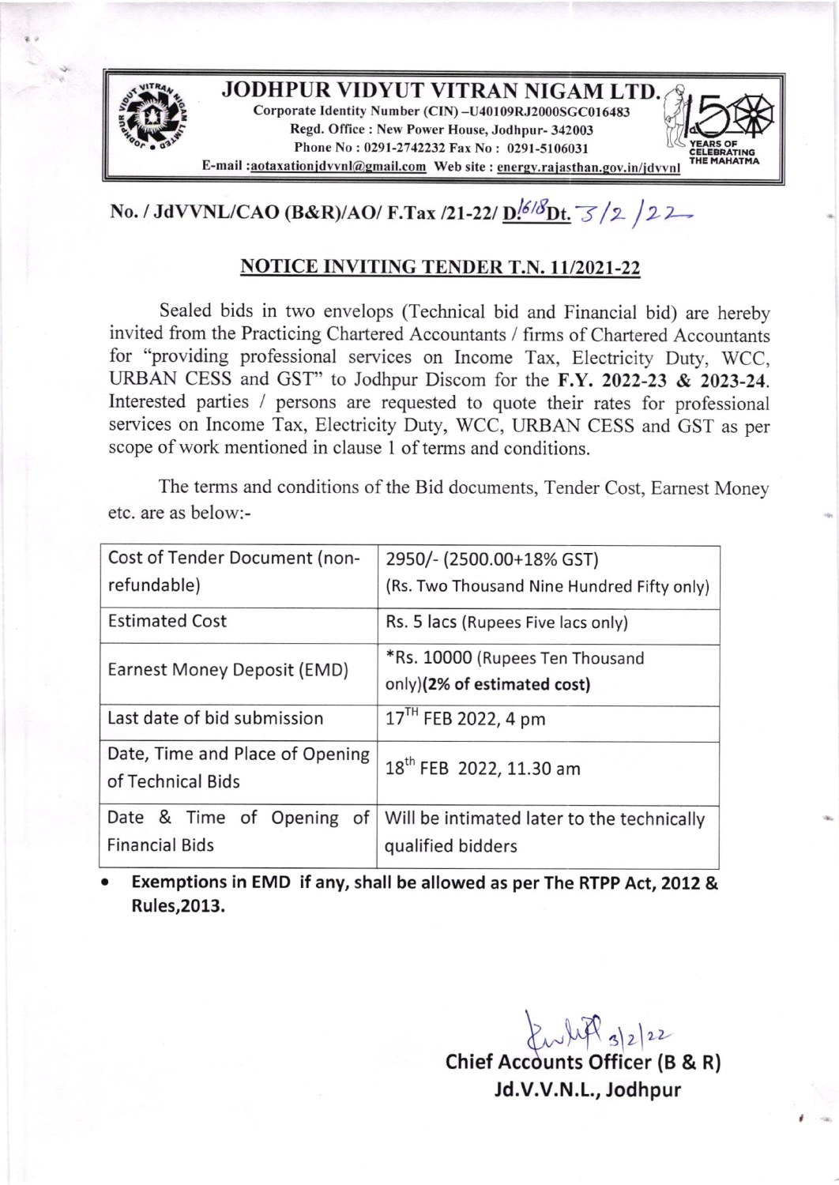# JODHPUR VIDYUT VITRAN NIGAM LTD.

Corporate Identity Number (CIN) –U40109RJ2000SGC016483
Regd. Office : New Power House, Jodhpur- 342003
Phone No : 0291-2742232 Fax No : 0291-5106031
E-mail :aotaxationjdvvnl@gmail.com Web site : energy.rajasthan.gov.in/jdvvnl

150 YEARS OF CELEBRATING THE MAHATMA

**No. / JdVVNL/CAO (B&R)/AO/ F.Tax /21-22/ D.1618 Dt. 3/2/22**

## NOTICE INVITING TENDER T.N. 11/2021-22

Sealed bids in two envelops (Technical bid and Financial bid) are hereby invited from the Practicing Chartered Accountants / firms of Chartered Accountants for "providing professional services on Income Tax, Electricity Duty, WCC, URBAN CESS and GST" to Jodhpur Discom for the **F.Y. 2022-23 & 2023-24**. Interested parties / persons are requested to quote their rates for professional services on Income Tax, Electricity Duty, WCC, URBAN CESS and GST as per scope of work mentioned in clause 1 of terms and conditions.

The terms and conditions of the Bid documents, Tender Cost, Earnest Money etc. are as below:-

| | |
|---|---|
| Cost of Tender Document (non-refundable) | 2950/- (2500.00+18% GST) (Rs. Two Thousand Nine Hundred Fifty only) |
| Estimated Cost | Rs. 5 lacs (Rupees Five lacs only) |
| Earnest Money Deposit (EMD) | *Rs. 10000 (Rupees Ten Thousand only)**(2% of estimated cost)** |
| Last date of bid submission | 17TH FEB 2022, 4 pm |
| Date, Time and Place of Opening of Technical Bids | 18th FEB 2022, 11.30 am |
| Date & Time of Opening of Financial Bids | Will be intimated later to the technically qualified bidders |

- **Exemptions in EMD if any, shall be allowed as per The RTPP Act, 2012 & Rules,2013.**

3/2/22

**Chief Accounts Officer (B & R)**
**Jd.V.V.N.L., Jodhpur**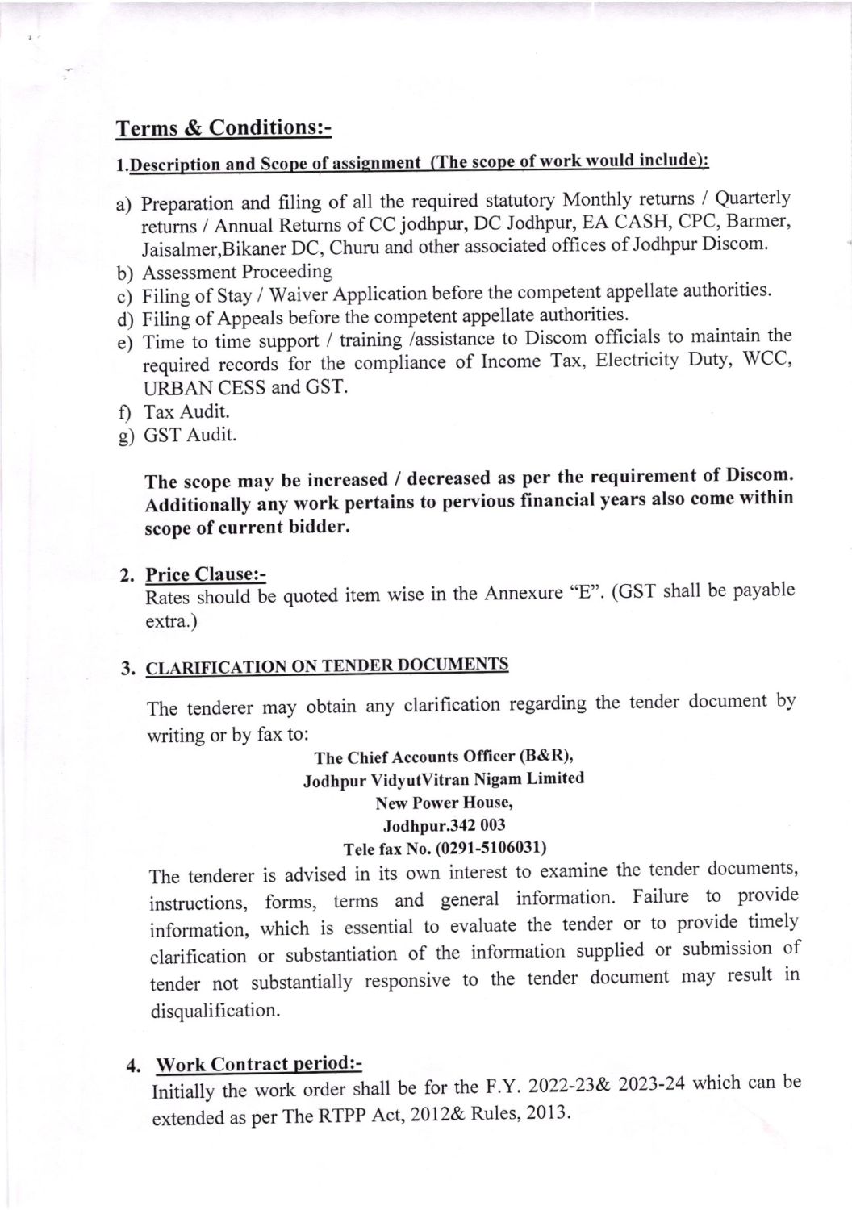## Terms & Conditions:-

### 1. Description and Scope of assignment (The scope of work would include):

a) Preparation and filing of all the required statutory Monthly returns / Quarterly returns / Annual Returns of CC jodhpur, DC Jodhpur, EA CASH, CPC, Barmer, Jaisalmer,Bikaner DC, Churu and other associated offices of Jodhpur Discom.

b) Assessment Proceeding

c) Filing of Stay / Waiver Application before the competent appellate authorities.

d) Filing of Appeals before the competent appellate authorities.

e) Time to time support / training /assistance to Discom officials to maintain the required records for the compliance of Income Tax, Electricity Duty, WCC, URBAN CESS and GST.

f) Tax Audit.

g) GST Audit.

**The scope may be increased / decreased as per the requirement of Discom. Additionally any work pertains to pervious financial years also come within scope of current bidder.**

### 2. Price Clause:-

Rates should be quoted item wise in the Annexure "E". (GST shall be payable extra.)

### 3. CLARIFICATION ON TENDER DOCUMENTS

The tenderer may obtain any clarification regarding the tender document by writing or by fax to:

**The Chief Accounts Officer (B&R),**
**Jodhpur VidyutVitran Nigam Limited**
**New Power House,**
**Jodhpur.342 003**
**Tele fax No. (0291-5106031)**

The tenderer is advised in its own interest to examine the tender documents, instructions, forms, terms and general information. Failure to provide information, which is essential to evaluate the tender or to provide timely clarification or substantiation of the information supplied or submission of tender not substantially responsive to the tender document may result in disqualification.

### 4. Work Contract period:-

Initially the work order shall be for the F.Y. 2022-23& 2023-24 which can be extended as per The RTPP Act, 2012& Rules, 2013.